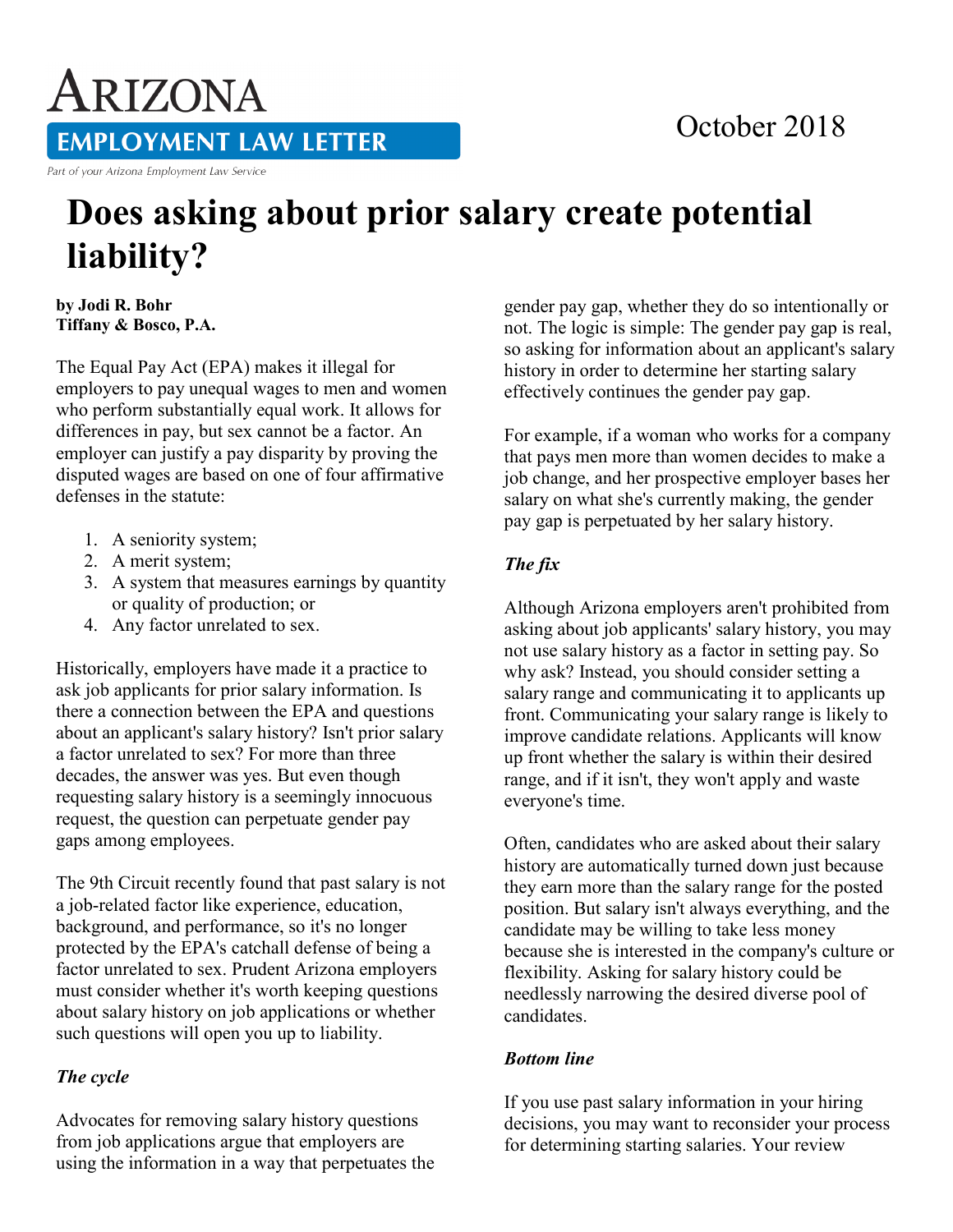# ARIZONA EMPLOYMENT LAW LETTER

Part of your Arizona Employment Law Service

October 2018

# Does asking about prior salary create potential liability?

**by Jodi R. Bohr**
**Tiffany & Bosco, P.A.**

The Equal Pay Act (EPA) makes it illegal for employers to pay unequal wages to men and women who perform substantially equal work. It allows for differences in pay, but sex cannot be a factor. An employer can justify a pay disparity by proving the disputed wages are based on one of four affirmative defenses in the statute:

1. A seniority system;
2. A merit system;
3. A system that measures earnings by quantity or quality of production; or
4. Any factor unrelated to sex.

Historically, employers have made it a practice to ask job applicants for prior salary information. Is there a connection between the EPA and questions about an applicant's salary history? Isn't prior salary a factor unrelated to sex? For more than three decades, the answer was yes. But even though requesting salary history is a seemingly innocuous request, the question can perpetuate gender pay gaps among employees.

The 9th Circuit recently found that past salary is not a job-related factor like experience, education, background, and performance, so it's no longer protected by the EPA's catchall defense of being a factor unrelated to sex. Prudent Arizona employers must consider whether it's worth keeping questions about salary history on job applications or whether such questions will open you up to liability.

### *The cycle*

Advocates for removing salary history questions from job applications argue that employers are using the information in a way that perpetuates the gender pay gap, whether they do so intentionally or not. The logic is simple: The gender pay gap is real, so asking for information about an applicant's salary history in order to determine her starting salary effectively continues the gender pay gap.

For example, if a woman who works for a company that pays men more than women decides to make a job change, and her prospective employer bases her salary on what she's currently making, the gender pay gap is perpetuated by her salary history.

### *The fix*

Although Arizona employers aren't prohibited from asking about job applicants' salary history, you may not use salary history as a factor in setting pay. So why ask? Instead, you should consider setting a salary range and communicating it to applicants up front. Communicating your salary range is likely to improve candidate relations. Applicants will know up front whether the salary is within their desired range, and if it isn't, they won't apply and waste everyone's time.

Often, candidates who are asked about their salary history are automatically turned down just because they earn more than the salary range for the posted position. But salary isn't always everything, and the candidate may be willing to take less money because she is interested in the company's culture or flexibility. Asking for salary history could be needlessly narrowing the desired diverse pool of candidates.

### *Bottom line*

If you use past salary information in your hiring decisions, you may want to reconsider your process for determining starting salaries. Your review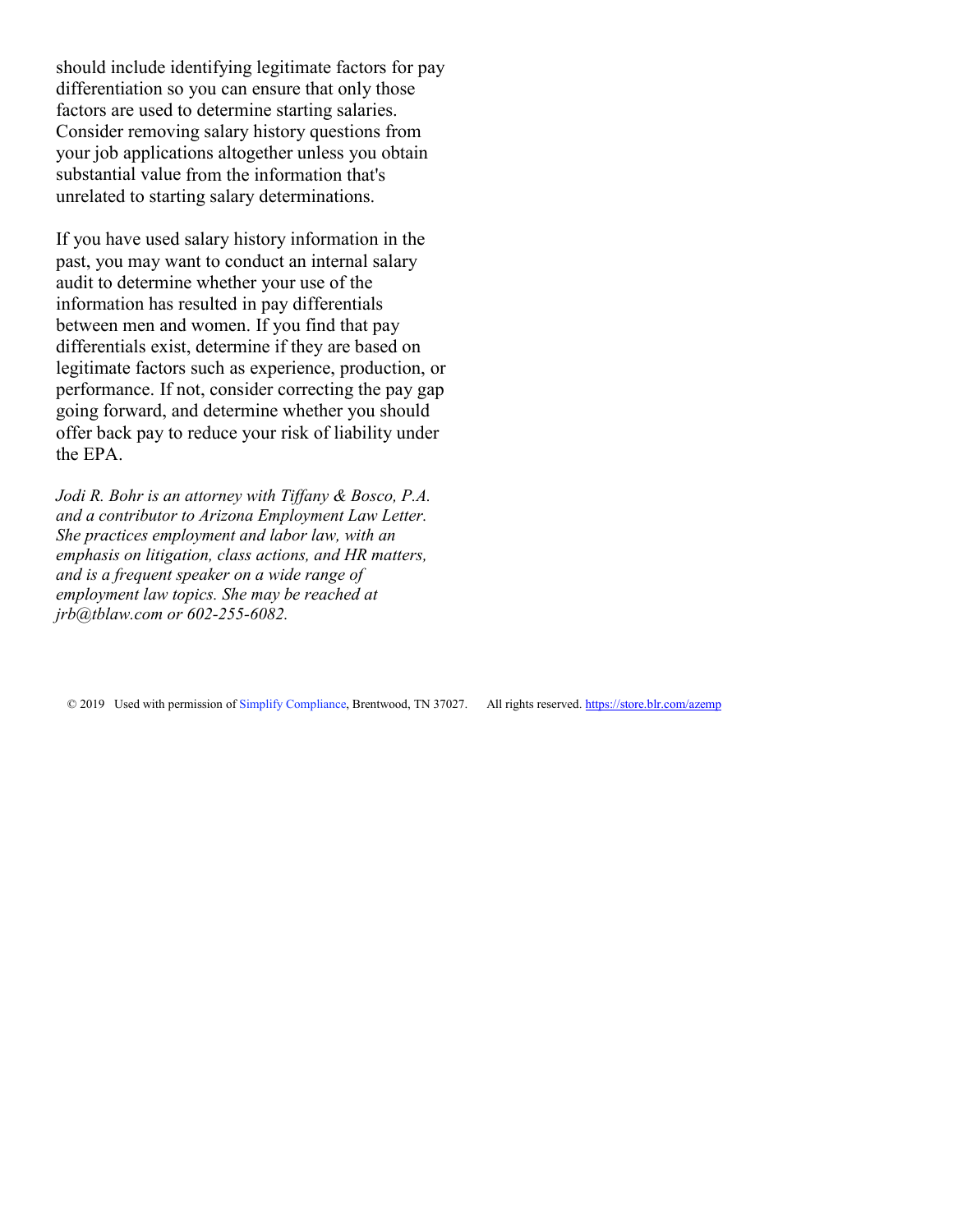should include identifying legitimate factors for pay differentiation so you can ensure that only those factors are used to determine starting salaries. Consider removing salary history questions from your job applications altogether unless you obtain substantial value from the information that's unrelated to starting salary determinations.

If you have used salary history information in the past, you may want to conduct an internal salary audit to determine whether your use of the information has resulted in pay differentials between men and women. If you find that pay differentials exist, determine if they are based on legitimate factors such as experience, production, or performance. If not, consider correcting the pay gap going forward, and determine whether you should offer back pay to reduce your risk of liability under the EPA.

*Jodi R. Bohr is an attorney with Tiffany & Bosco, P.A. and a contributor to Arizona Employment Law Letter. She practices employment and labor law, with an emphasis on litigation, class actions, and HR matters, and is a frequent speaker on a wide range of employment law topics. She may be reached at jrb@tblaw.com or 602-255-6082.*

© 2019 Used with permission of Simplify Compliance, Brentwood, TN 37027. All rights reserved. https://store.blr.com/azemp